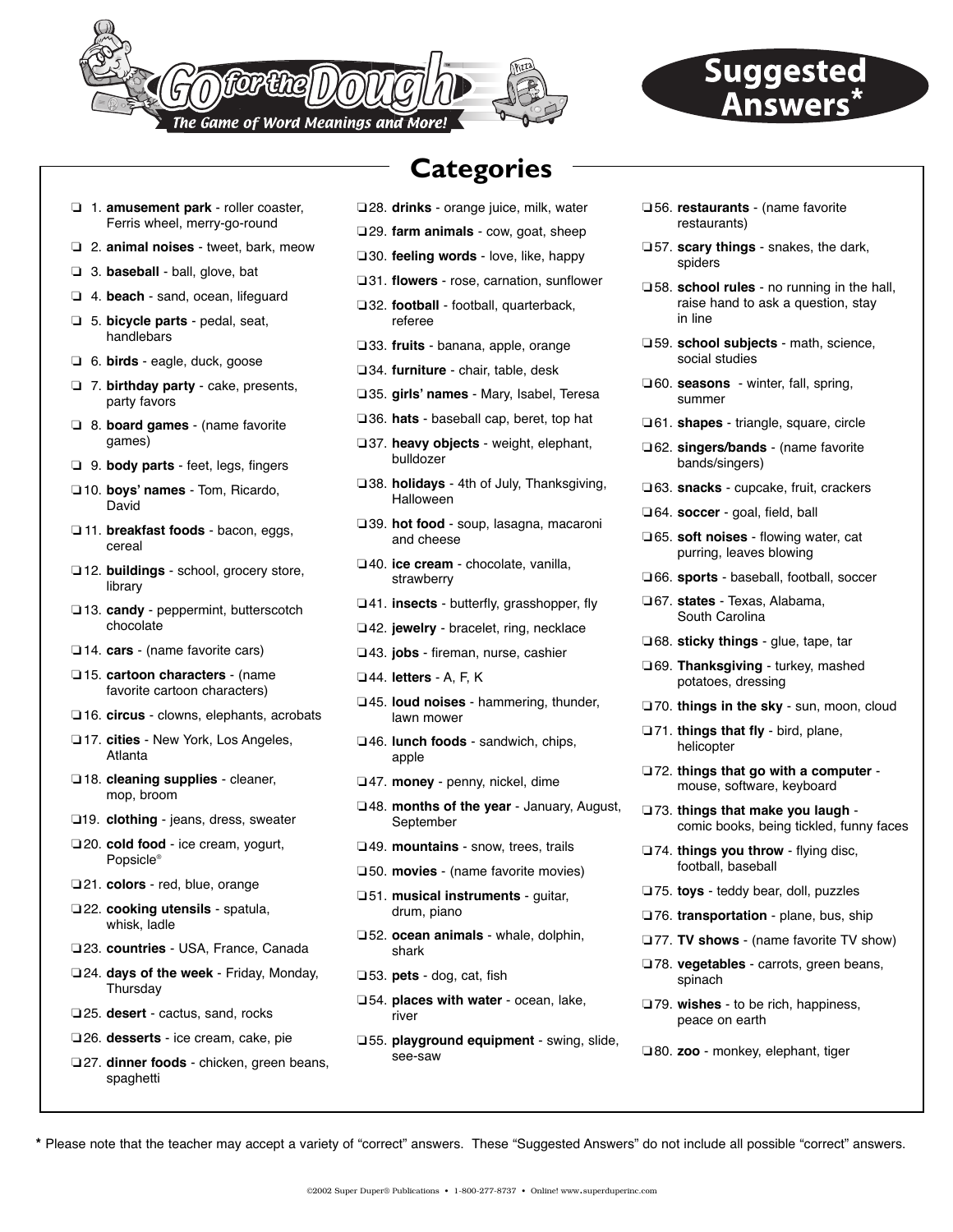# Go for the Dough

*The Game of Word Meanings and More!*

## Suggested Answers*

## Categories

- ❑ 1. **amusement park** - roller coaster, Ferris wheel, merry-go-round
- ❑ 2. **animal noises** - tweet, bark, meow
- ❑ 3. **baseball** - ball, glove, bat
- ❑ 4. **beach** - sand, ocean, lifeguard
- ❑ 5. **bicycle parts** - pedal, seat, handlebars
- ❑ 6. **birds** - eagle, duck, goose
- ❑ 7. **birthday party** - cake, presents, party favors
- ❑ 8. **board games** - (name favorite games)
- ❑ 9. **body parts** - feet, legs, fingers
- ❑ 10. **boys' names** - Tom, Ricardo, David
- ❑ 11. **breakfast foods** - bacon, eggs, cereal
- ❑ 12. **buildings** - school, grocery store, library
- ❑ 13. **candy** - peppermint, butterscotch chocolate
- ❑ 14. **cars** - (name favorite cars)
- ❑ 15. **cartoon characters** - (name favorite cartoon characters)
- ❑ 16. **circus** - clowns, elephants, acrobats
- ❑ 17. **cities** - New York, Los Angeles, Atlanta
- ❑ 18. **cleaning supplies** - cleaner, mop, broom
- ❑ 19. **clothing** - jeans, dress, sweater
- ❑ 20. **cold food** - ice cream, yogurt, Popsicle®
- ❑ 21. **colors** - red, blue, orange
- ❑ 22. **cooking utensils** - spatula, whisk, ladle
- ❑ 23. **countries** - USA, France, Canada
- ❑ 24. **days of the week** - Friday, Monday, Thursday
- ❑ 25. **desert** - cactus, sand, rocks
- ❑ 26. **desserts** - ice cream, cake, pie
- ❑ 27. **dinner foods** - chicken, green beans, spaghetti
- ❑ 28. **drinks** - orange juice, milk, water
- ❑ 29. **farm animals** - cow, goat, sheep
- ❑ 30. **feeling words** - love, like, happy
- ❑ 31. **flowers** - rose, carnation, sunflower
- ❑ 32. **football** - football, quarterback, referee
- ❑ 33. **fruits** - banana, apple, orange
- ❑ 34. **furniture** - chair, table, desk
- ❑ 35. **girls' names** - Mary, Isabel, Teresa
- ❑ 36. **hats** - baseball cap, beret, top hat
- ❑ 37. **heavy objects** - weight, elephant, bulldozer
- ❑ 38. **holidays** - 4th of July, Thanksgiving, Halloween
- ❑ 39. **hot food** - soup, lasagna, macaroni and cheese
- ❑ 40. **ice cream** - chocolate, vanilla, strawberry
- ❑ 41. **insects** - butterfly, grasshopper, fly
- ❑ 42. **jewelry** - bracelet, ring, necklace
- ❑ 43. **jobs** - fireman, nurse, cashier
- ❑ 44. **letters** - A, F, K
- ❑ 45. **loud noises** - hammering, thunder, lawn mower
- ❑ 46. **lunch foods** - sandwich, chips, apple
- ❑ 47. **money** - penny, nickel, dime
- ❑ 48. **months of the year** - January, August, September
- ❑ 49. **mountains** - snow, trees, trails
- ❑ 50. **movies** - (name favorite movies)
- ❑ 51. **musical instruments** - guitar, drum, piano
- ❑ 52. **ocean animals** - whale, dolphin, shark
- ❑ 53. **pets** - dog, cat, fish
- ❑ 54. **places with water** - ocean, lake, river
- ❑ 55. **playground equipment** - swing, slide, see-saw
- ❑ 56. **restaurants** - (name favorite restaurants)
- ❑ 57. **scary things** - snakes, the dark, spiders
- ❑ 58. **school rules** - no running in the hall, raise hand to ask a question, stay in line
- ❑ 59. **school subjects** - math, science, social studies
- ❑ 60. **seasons** - winter, fall, spring, summer
- ❑ 61. **shapes** - triangle, square, circle
- ❑ 62. **singers/bands** - (name favorite bands/singers)
- ❑ 63. **snacks** - cupcake, fruit, crackers
- ❑ 64. **soccer** - goal, field, ball
- ❑ 65. **soft noises** - flowing water, cat purring, leaves blowing
- ❑ 66. **sports** - baseball, football, soccer
- ❑ 67. **states** - Texas, Alabama, South Carolina
- ❑ 68. **sticky things** - glue, tape, tar
- ❑ 69. **Thanksgiving** - turkey, mashed potatoes, dressing
- ❑ 70. **things in the sky** - sun, moon, cloud
- ❑ 71. **things that fly** - bird, plane, helicopter
- ❑ 72. **things that go with a computer** - mouse, software, keyboard
- ❑ 73. **things that make you laugh** - comic books, being tickled, funny faces
- ❑ 74. **things you throw** - flying disc, football, baseball
- ❑ 75. **toys** - teddy bear, doll, puzzles
- ❑ 76. **transportation** - plane, bus, ship
- ❑ 77. **TV shows** - (name favorite TV show)
- ❑ 78. **vegetables** - carrots, green beans, spinach
- ❑ 79. **wishes** - to be rich, happiness, peace on earth
- ❑ 80. **zoo** - monkey, elephant, tiger

**\*** Please note that the teacher may accept a variety of "correct" answers. These "Suggested Answers" do not include all possible "correct" answers.

©2002 Super Duper® Publications • 1-800-277-8737 • Online! www.superduperinc.com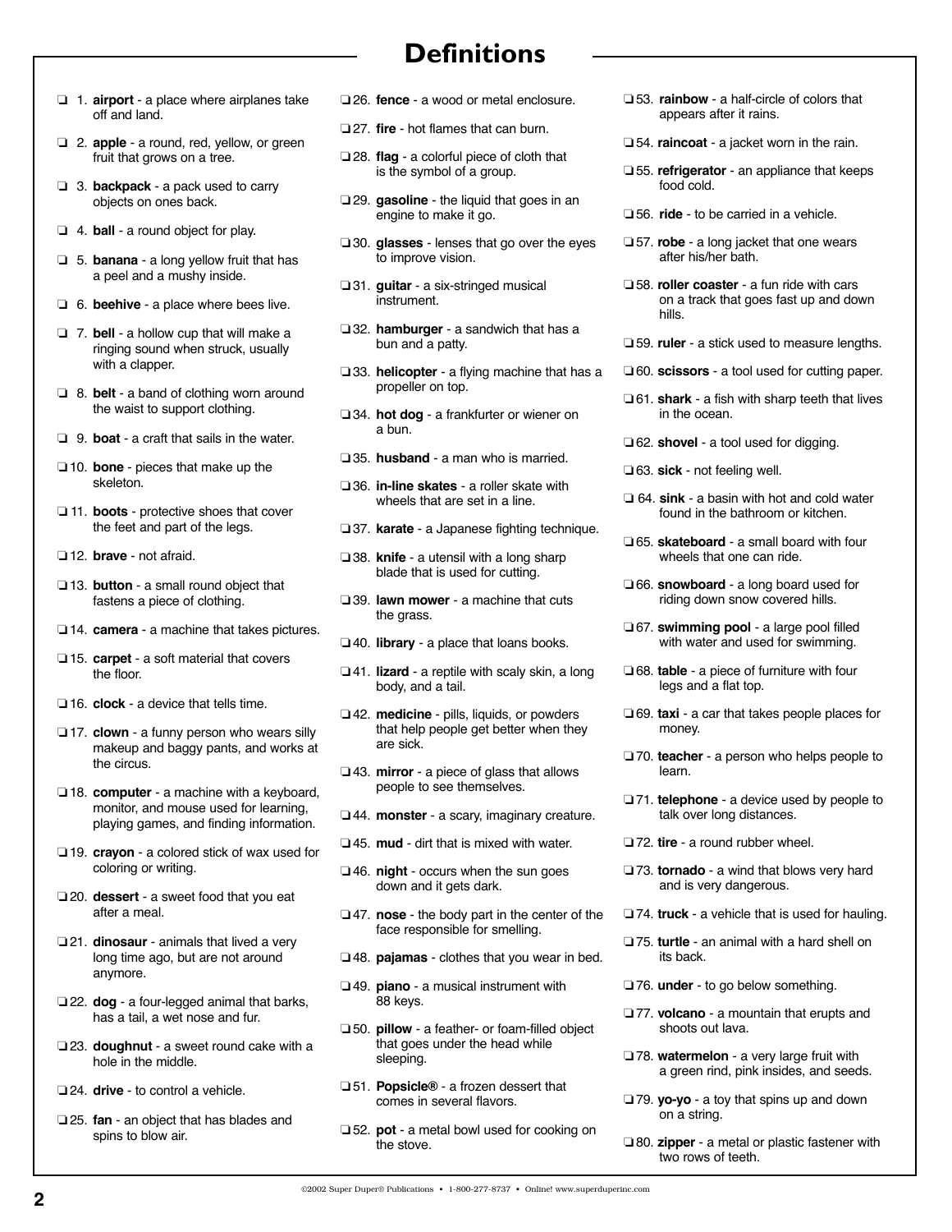# Definitions

- ❑ 1. **airport** - a place where airplanes take off and land.
- ❑ 2. **apple** - a round, red, yellow, or green fruit that grows on a tree.
- ❑ 3. **backpack** - a pack used to carry objects on ones back.
- ❑ 4. **ball** - a round object for play.
- ❑ 5. **banana** - a long yellow fruit that has a peel and a mushy inside.
- ❑ 6. **beehive** - a place where bees live.
- ❑ 7. **bell** - a hollow cup that will make a ringing sound when struck, usually with a clapper.
- ❑ 8. **belt** - a band of clothing worn around the waist to support clothing.
- ❑ 9. **boat** - a craft that sails in the water.
- ❑ 10. **bone** - pieces that make up the skeleton.
- ❑ 11. **boots** - protective shoes that cover the feet and part of the legs.
- ❑ 12. **brave** - not afraid.
- ❑ 13. **button** - a small round object that fastens a piece of clothing.
- ❑ 14. **camera** - a machine that takes pictures.
- ❑ 15. **carpet** - a soft material that covers the floor.
- ❑ 16. **clock** - a device that tells time.
- ❑ 17. **clown** - a funny person who wears silly makeup and baggy pants, and works at the circus.
- ❑ 18. **computer** - a machine with a keyboard, monitor, and mouse used for learning, playing games, and finding information.
- ❑ 19. **crayon** - a colored stick of wax used for coloring or writing.
- ❑ 20. **dessert** - a sweet food that you eat after a meal.
- ❑ 21. **dinosaur** - animals that lived a very long time ago, but are not around anymore.
- ❑ 22. **dog** - a four-legged animal that barks, has a tail, a wet nose and fur.
- ❑ 23. **doughnut** - a sweet round cake with a hole in the middle.
- ❑ 24. **drive** - to control a vehicle.
- ❑ 25. **fan** - an object that has blades and spins to blow air.
- ❑ 26. **fence** - a wood or metal enclosure.
- ❑ 27. **fire** - hot flames that can burn.
- ❑ 28. **flag** - a colorful piece of cloth that is the symbol of a group.
- ❑ 29. **gasoline** - the liquid that goes in an engine to make it go.
- ❑ 30. **glasses** - lenses that go over the eyes to improve vision.
- ❑ 31. **guitar** - a six-stringed musical instrument.
- ❑ 32. **hamburger** - a sandwich that has a bun and a patty.
- ❑ 33. **helicopter** - a flying machine that has a propeller on top.
- ❑ 34. **hot dog** - a frankfurter or wiener on a bun.
- ❑ 35. **husband** - a man who is married.
- ❑ 36. **in-line skates** - a roller skate with wheels that are set in a line.
- ❑ 37. **karate** - a Japanese fighting technique.
- ❑ 38. **knife** - a utensil with a long sharp blade that is used for cutting.
- ❑ 39. **lawn mower** - a machine that cuts the grass.
- ❑ 40. **library** - a place that loans books.
- ❑ 41. **lizard** - a reptile with scaly skin, a long body, and a tail.
- ❑ 42. **medicine** - pills, liquids, or powders that help people get better when they are sick.
- ❑ 43. **mirror** - a piece of glass that allows people to see themselves.
- ❑ 44. **monster** - a scary, imaginary creature.
- ❑ 45. **mud** - dirt that is mixed with water.
- ❑ 46. **night** - occurs when the sun goes down and it gets dark.
- ❑ 47. **nose** - the body part in the center of the face responsible for smelling.
- ❑ 48. **pajamas** - clothes that you wear in bed.
- ❑ 49. **piano** - a musical instrument with 88 keys.
- ❑ 50. **pillow** - a feather- or foam-filled object that goes under the head while sleeping.
- ❑ 51. **Popsicle®** - a frozen dessert that comes in several flavors.
- ❑ 52. **pot** - a metal bowl used for cooking on the stove.
- ❑ 53. **rainbow** - a half-circle of colors that appears after it rains.
- ❑ 54. **raincoat** - a jacket worn in the rain.
- ❑ 55. **refrigerator** - an appliance that keeps food cold.
- ❑ 56. **ride** - to be carried in a vehicle.
- ❑ 57. **robe** - a long jacket that one wears after his/her bath.
- ❑ 58. **roller coaster** - a fun ride with cars on a track that goes fast up and down hills.
- ❑ 59. **ruler** - a stick used to measure lengths.
- ❑ 60. **scissors** - a tool used for cutting paper.
- ❑ 61. **shark** - a fish with sharp teeth that lives in the ocean.
- ❑ 62. **shovel** - a tool used for digging.
- ❑ 63. **sick** - not feeling well.
- ❑ 64. **sink** - a basin with hot and cold water found in the bathroom or kitchen.
- ❑ 65. **skateboard** - a small board with four wheels that one can ride.
- ❑ 66. **snowboard** - a long board used for riding down snow covered hills.
- ❑ 67. **swimming pool** - a large pool filled with water and used for swimming.
- ❑ 68. **table** - a piece of furniture with four legs and a flat top.
- ❑ 69. **taxi** - a car that takes people places for money.
- ❑ 70. **teacher** - a person who helps people to learn.
- ❑ 71. **telephone** - a device used by people to talk over long distances.
- ❑ 72. **tire** - a round rubber wheel.
- ❑ 73. **tornado** - a wind that blows very hard and is very dangerous.
- ❑ 74. **truck** - a vehicle that is used for hauling.
- ❑ 75. **turtle** - an animal with a hard shell on its back.
- ❑ 76. **under** - to go below something.
- ❑ 77. **volcano** - a mountain that erupts and shoots out lava.
- ❑ 78. **watermelon** - a very large fruit with a green rind, pink insides, and seeds.
- ❑ 79. **yo-yo** - a toy that spins up and down on a string.
- ❑ 80. **zipper** - a metal or plastic fastener with two rows of teeth.

©2002 Super Duper® Publications • 1-800-277-8737 • Online! www.superduperinc.com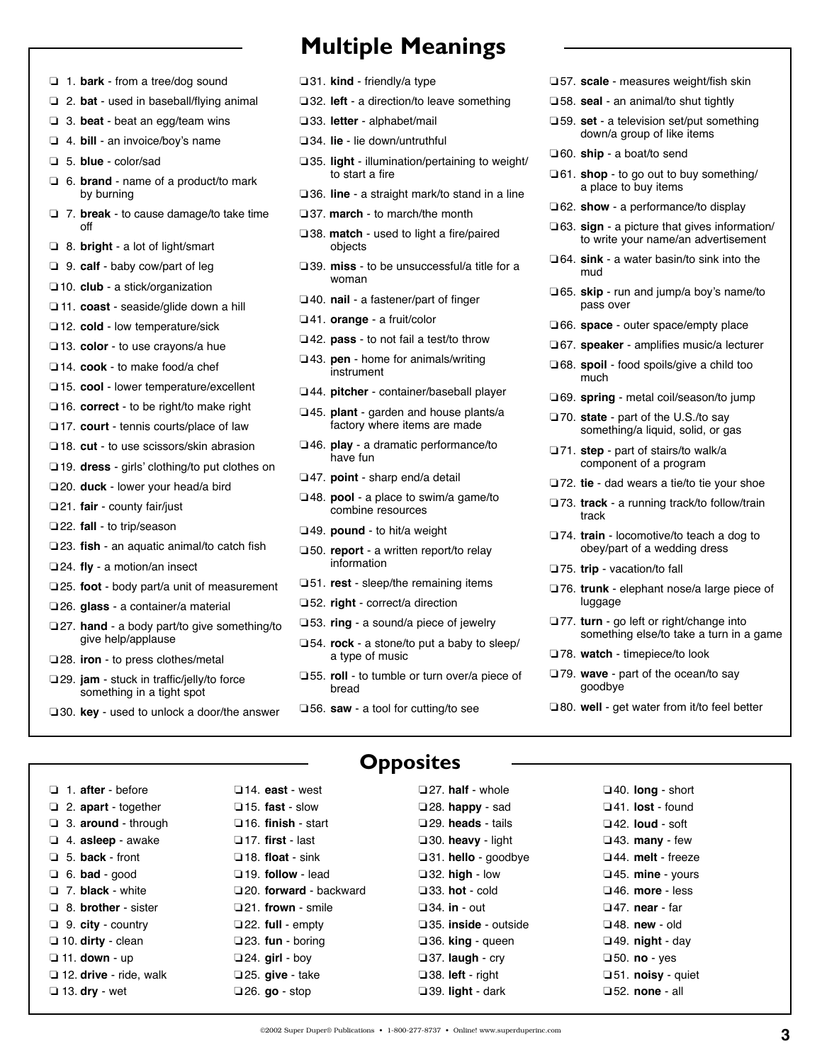## Multiple Meanings

- ❑ 1. **bark** - from a tree/dog sound
- ❑ 2. **bat** - used in baseball/flying animal
- ❑ 3. **beat** - beat an egg/team wins
- ❑ 4. **bill** - an invoice/boy's name
- ❑ 5. **blue** - color/sad
- ❑ 6. **brand** - name of a product/to mark by burning
- ❑ 7. **break** - to cause damage/to take time off
- ❑ 8. **bright** - a lot of light/smart
- ❑ 9. **calf** - baby cow/part of leg
- ❑ 10. **club** - a stick/organization
- ❑ 11. **coast** - seaside/glide down a hill
- ❑ 12. **cold** - low temperature/sick
- ❑ 13. **color** - to use crayons/a hue
- ❑ 14. **cook** - to make food/a chef
- ❑ 15. **cool** - lower temperature/excellent
- ❑ 16. **correct** - to be right/to make right
- ❑ 17. **court** - tennis courts/place of law
- ❑ 18. **cut** - to use scissors/skin abrasion
- ❑ 19. **dress** - girls' clothing/to put clothes on
- ❑ 20. **duck** - lower your head/a bird
- ❑ 21. **fair** - county fair/just
- ❑ 22. **fall** - to trip/season
- ❑ 23. **fish** - an aquatic animal/to catch fish
- ❑ 24. **fly** - a motion/an insect
- ❑ 25. **foot** - body part/a unit of measurement
- ❑ 26. **glass** - a container/a material
- ❑ 27. **hand** - a body part/to give something/to give help/applause
- ❑ 28. **iron** - to press clothes/metal
- ❑ 29. **jam** - stuck in traffic/jelly/to force something in a tight spot
- ❑ 30. **key** - used to unlock a door/the answer
- ❑ 31. **kind** - friendly/a type
- ❑ 32. **left** - a direction/to leave something
- ❑ 33. **letter** - alphabet/mail
- ❑ 34. **lie** - lie down/untruthful
- ❑ 35. **light** - illumination/pertaining to weight/ to start a fire
- ❑ 36. **line** - a straight mark/to stand in a line
- ❑ 37. **march** - to march/the month
- ❑ 38. **match** - used to light a fire/paired objects
- ❑ 39. **miss** - to be unsuccessful/a title for a woman
- ❑ 40. **nail** - a fastener/part of finger
- ❑ 41. **orange** - a fruit/color
- ❑ 42. **pass** - to not fail a test/to throw
- ❑ 43. **pen** - home for animals/writing instrument
- ❑ 44. **pitcher** - container/baseball player
- ❑ 45. **plant** - garden and house plants/a factory where items are made
- ❑ 46. **play** - a dramatic performance/to have fun
- ❑ 47. **point** - sharp end/a detail
- ❑ 48. **pool** - a place to swim/a game/to combine resources
- ❑ 49. **pound** - to hit/a weight
- ❑ 50. **report** - a written report/to relay information
- ❑ 51. **rest** - sleep/the remaining items
- ❑ 52. **right** - correct/a direction
- ❑ 53. **ring** - a sound/a piece of jewelry
- ❑ 54. **rock** - a stone/to put a baby to sleep/ a type of music
- ❑ 55. **roll** - to tumble or turn over/a piece of bread
- ❑ 56. **saw** - a tool for cutting/to see
- ❑ 57. **scale** - measures weight/fish skin
- ❑ 58. **seal** - an animal/to shut tightly
- ❑ 59. **set** - a television set/put something down/a group of like items
- ❑ 60. **ship** - a boat/to send
- ❑ 61. **shop** - to go out to buy something/ a place to buy items
- ❑ 62. **show** - a performance/to display
- ❑ 63. **sign** - a picture that gives information/ to write your name/an advertisement
- ❑ 64. **sink** - a water basin/to sink into the mud
- ❑ 65. **skip** - run and jump/a boy's name/to pass over
- ❑ 66. **space** - outer space/empty place
- ❑ 67. **speaker** - amplifies music/a lecturer
- ❑ 68. **spoil** - food spoils/give a child too much
- ❑ 69. **spring** - metal coil/season/to jump
- ❑ 70. **state** - part of the U.S./to say something/a liquid, solid, or gas
- ❑ 71. **step** - part of stairs/to walk/a component of a program
- ❑ 72. **tie** - dad wears a tie/to tie your shoe
- ❑ 73. **track** - a running track/to follow/train track
- ❑ 74. **train** - locomotive/to teach a dog to obey/part of a wedding dress
- ❑ 75. **trip** - vacation/to fall
- ❑ 76. **trunk** - elephant nose/a large piece of luggage
- ❑ 77. **turn** - go left or right/change into something else/to take a turn in a game
- ❑ 78. **watch** - timepiece/to look
- ❑ 79. **wave** - part of the ocean/to say goodbye
- ❑ 80. **well** - get water from it/to feel better

## Opposites

- ❑ 1. **after** - before
- ❑ 2. **apart** - together
- ❑ 3. **around** - through
- ❑ 4. **asleep** - awake
- ❑ 5. **back** - front
- ❑ 6. **bad** - good
- ❑ 7. **black** - white
- ❑ 8. **brother** - sister
- ❑ 9. **city** - country
- ❑ 10. **dirty** - clean
- ❑ 11. **down** - up
- ❑ 12. **drive** - ride, walk
- ❑ 13. **dry** - wet
- ❑ 14. **east** - west
- ❑ 15. **fast** - slow
- ❑ 16. **finish** - start
- ❑ 17. **first** - last
- ❑ 18. **float** - sink
- ❑ 19. **follow** - lead
- ❑ 20. **forward** - backward
- ❑ 21. **frown** - smile
- ❑ 22. **full** - empty
- ❑ 23. **fun** - boring
- ❑ 24. **girl** - boy
- ❑ 25. **give** - take
- ❑ 26. **go** - stop
- ❑ 27. **half** - whole
- ❑ 28. **happy** - sad
- ❑ 29. **heads** - tails
- ❑ 30. **heavy** - light
- ❑ 31. **hello** - goodbye
- ❑ 32. **high** - low
- ❑ 33. **hot** - cold
- ❑ 34. **in** - out
- ❑ 35. **inside** - outside
- ❑ 36. **king** - queen
- ❑ 37. **laugh** - cry
- ❑ 38. **left** - right
- ❑ 39. **light** - dark
- ❑ 40. **long** - short
- ❑ 41. **lost** - found
- ❑ 42. **loud** - soft
- ❑ 43. **many** - few
- ❑ 44. **melt** - freeze
- ❑ 45. **mine** - yours
- ❑ 46. **more** - less
- ❑ 47. **near** - far
- ❑ 48. **new** - old
- ❑ 49. **night** - day
- ❑ 50. **no** - yes
- ❑ 51. **noisy** - quiet
- ❑ 52. **none** - all

©2002 Super Duper® Publications • 1-800-277-8737 • Online! www.superduperinc.com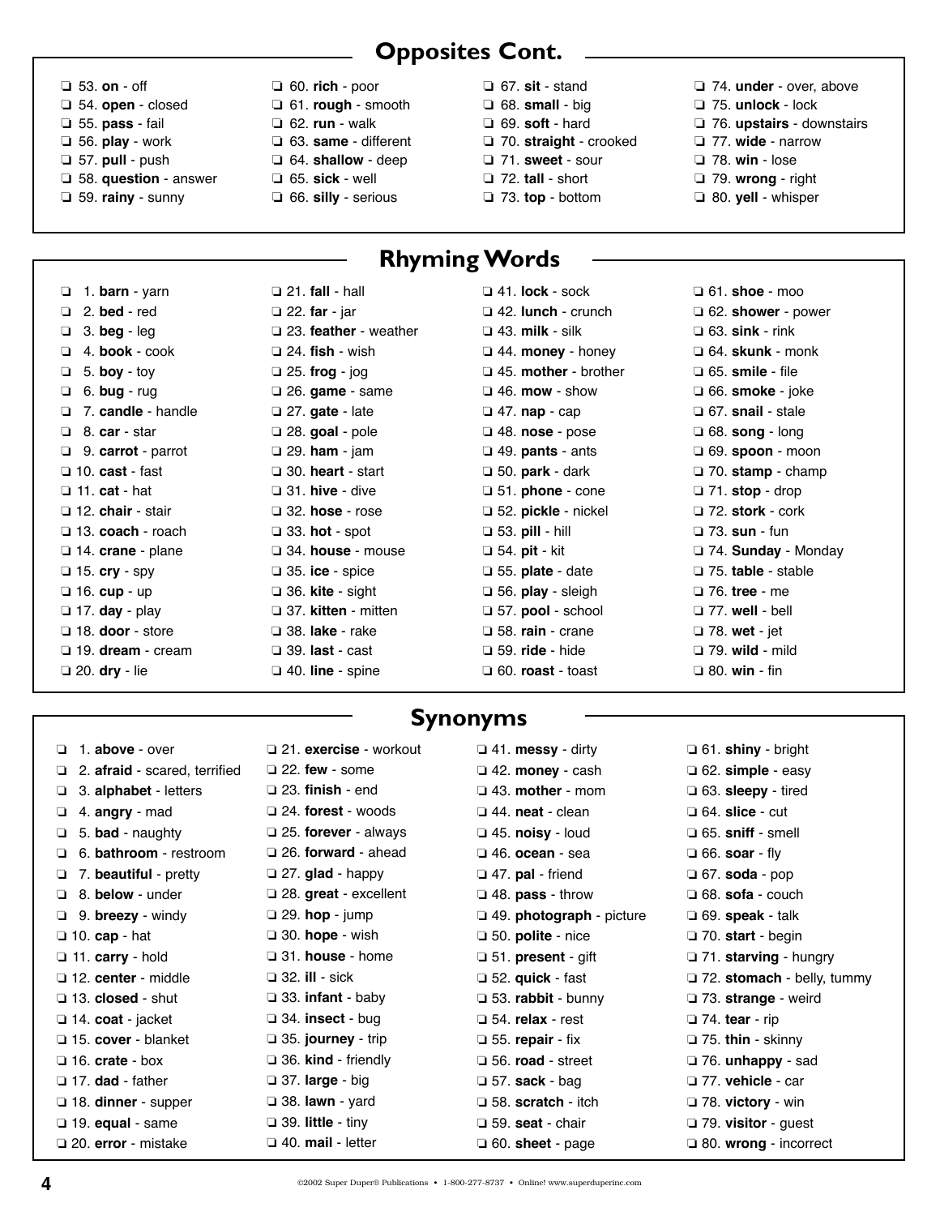## Opposites Cont.

- ❑ 53. **on** - off
- ❑ 54. **open** - closed
- ❑ 55. **pass** - fail
- ❑ 56. **play** - work
- ❑ 57. **pull** - push
- ❑ 58. **question** - answer
- ❑ 59. **rainy** - sunny
- ❑ 60. **rich** - poor
- ❑ 61. **rough** - smooth
- ❑ 62. **run** - walk
- ❑ 63. **same** - different
- ❑ 64. **shallow** - deep
- ❑ 65. **sick** - well
- ❑ 66. **silly** - serious
- ❑ 67. **sit** - stand
- ❑ 68. **small** - big
- ❑ 69. **soft** - hard
- ❑ 70. **straight** - crooked
- ❑ 71. **sweet** - sour
- ❑ 72. **tall** - short
- ❑ 73. **top** - bottom
- ❑ 74. **under** - over, above
- ❑ 75. **unlock** - lock
- ❑ 76. **upstairs** - downstairs
- ❑ 77. **wide** - narrow
- ❑ 78. **win** - lose
- ❑ 79. **wrong** - right
- ❑ 80. **yell** - whisper

## Rhyming Words

- ❑ 1. **barn** - yarn
- ❑ 2. **bed** - red
- ❑ 3. **beg** - leg
- ❑ 4. **book** - cook
- ❑ 5. **boy** - toy
- ❑ 6. **bug** - rug
- ❑ 7. **candle** - handle
- ❑ 8. **car** - star
- ❑ 9. **carrot** - parrot
- ❑ 10. **cast** - fast
- ❑ 11. **cat** - hat
- ❑ 12. **chair** - stair
- ❑ 13. **coach** - roach
- ❑ 14. **crane** - plane
- ❑ 15. **cry** - spy
- ❑ 16. **cup** - up
- ❑ 17. **day** - play
- ❑ 18. **door** - store
- ❑ 19. **dream** - cream
- ❑ 20. **dry** - lie
- ❑ 21. **fall** - hall
- ❑ 22. **far** - jar
- ❑ 23. **feather** - weather
- ❑ 24. **fish** - wish
- ❑ 25. **frog** - jog
- ❑ 26. **game** - same
- ❑ 27. **gate** - late
- ❑ 28. **goal** - pole
- ❑ 29. **ham** - jam
- ❑ 30. **heart** - start
- ❑ 31. **hive** - dive
- ❑ 32. **hose** - rose
- ❑ 33. **hot** - spot
- ❑ 34. **house** - mouse
- ❑ 35. **ice** - spice
- ❑ 36. **kite** - sight
- ❑ 37. **kitten** - mitten
- ❑ 38. **lake** - rake
- ❑ 39. **last** - cast
- ❑ 40. **line** - spine
- ❑ 41. **lock** - sock
- ❑ 42. **lunch** - crunch
- ❑ 43. **milk** - silk
- ❑ 44. **money** - honey
- ❑ 45. **mother** - brother
- ❑ 46. **mow** - show
- ❑ 47. **nap** - cap
- ❑ 48. **nose** - pose
- ❑ 49. **pants** - ants
- ❑ 50. **park** - dark
- ❑ 51. **phone** - cone
- ❑ 52. **pickle** - nickel
- ❑ 53. **pill** - hill
- ❑ 54. **pit** - kit
- ❑ 55. **plate** - date
- ❑ 56. **play** - sleigh
- ❑ 57. **pool** - school
- ❑ 58. **rain** - crane
- ❑ 59. **ride** - hide
- ❑ 60. **roast** - toast
- ❑ 61. **shoe** - moo
- ❑ 62. **shower** - power
- ❑ 63. **sink** - rink
- ❑ 64. **skunk** - monk
- ❑ 65. **smile** - file
- ❑ 66. **smoke** - joke
- ❑ 67. **snail** - stale
- ❑ 68. **song** - long
- ❑ 69. **spoon** - moon
- ❑ 70. **stamp** - champ
- ❑ 71. **stop** - drop
- ❑ 72. **stork** - cork
- ❑ 73. **sun** - fun
- ❑ 74. **Sunday** - Monday
- ❑ 75. **table** - stable
- ❑ 76. **tree** - me
- ❑ 77. **well** - bell
- ❑ 78. **wet** - jet
- ❑ 79. **wild** - mild
- ❑ 80. **win** - fin

## Synonyms

- ❑ 1. **above** - over
- ❑ 2. **afraid** - scared, terrified
- ❑ 3. **alphabet** - letters
- ❑ 4. **angry** - mad
- ❑ 5. **bad** - naughty
- ❑ 6. **bathroom** - restroom
- ❑ 7. **beautiful** - pretty
- ❑ 8. **below** - under
- ❑ 9. **breezy** - windy
- ❑ 10. **cap** - hat
- ❑ 11. **carry** - hold
- ❑ 12. **center** - middle
- ❑ 13. **closed** - shut
- ❑ 14. **coat** - jacket
- ❑ 15. **cover** - blanket
- ❑ 16. **crate** - box
- ❑ 17. **dad** - father
- ❑ 18. **dinner** - supper
- ❑ 19. **equal** - same
- ❑ 20. **error** - mistake
- ❑ 21. **exercise** - workout
- ❑ 22. **few** - some
- ❑ 23. **finish** - end
- ❑ 24. **forest** - woods
- ❑ 25. **forever** - always
- ❑ 26. **forward** - ahead
- ❑ 27. **glad** - happy
- ❑ 28. **great** - excellent
- ❑ 29. **hop** - jump
- ❑ 30. **hope** - wish
- ❑ 31. **house** - home
- ❑ 32. **ill** - sick
- ❑ 33. **infant** - baby
- ❑ 34. **insect** - bug
- ❑ 35. **journey** - trip
- ❑ 36. **kind** - friendly
- ❑ 37. **large** - big
- ❑ 38. **lawn** - yard
- ❑ 39. **little** - tiny
- ❑ 40. **mail** - letter
- ❑ 41. **messy** - dirty
- ❑ 42. **money** - cash
- ❑ 43. **mother** - mom
- ❑ 44. **neat** - clean
- ❑ 45. **noisy** - loud
- ❑ 46. **ocean** - sea
- ❑ 47. **pal** - friend
- ❑ 48. **pass** - throw
- ❑ 49. **photograph** - picture
- ❑ 50. **polite** - nice
- ❑ 51. **present** - gift
- ❑ 52. **quick** - fast
- ❑ 53. **rabbit** - bunny
- ❑ 54. **relax** - rest
- ❑ 55. **repair** - fix
- ❑ 56. **road** - street
- ❑ 57. **sack** - bag
- ❑ 58. **scratch** - itch
- ❑ 59. **seat** - chair
- ❑ 60. **sheet** - page
- ❑ 61. **shiny** - bright
- ❑ 62. **simple** - easy
- ❑ 63. **sleepy** - tired
- ❑ 64. **slice** - cut
- ❑ 65. **sniff** - smell
- ❑ 66. **soar** - fly
- ❑ 67. **soda** - pop
- ❑ 68. **sofa** - couch
- ❑ 69. **speak** - talk
- ❑ 70. **start** - begin
- ❑ 71. **starving** - hungry
- ❑ 72. **stomach** - belly, tummy
- ❑ 73. **strange** - weird
- ❑ 74. **tear** - rip
- ❑ 75. **thin** - skinny
- ❑ 76. **unhappy** - sad
- ❑ 77. **vehicle** - car
- ❑ 78. **victory** - win
- ❑ 79. **visitor** - guest
- ❑ 80. **wrong** - incorrect

©2002 Super Duper® Publications • 1-800-277-8737 • Online! www.superduperinc.com